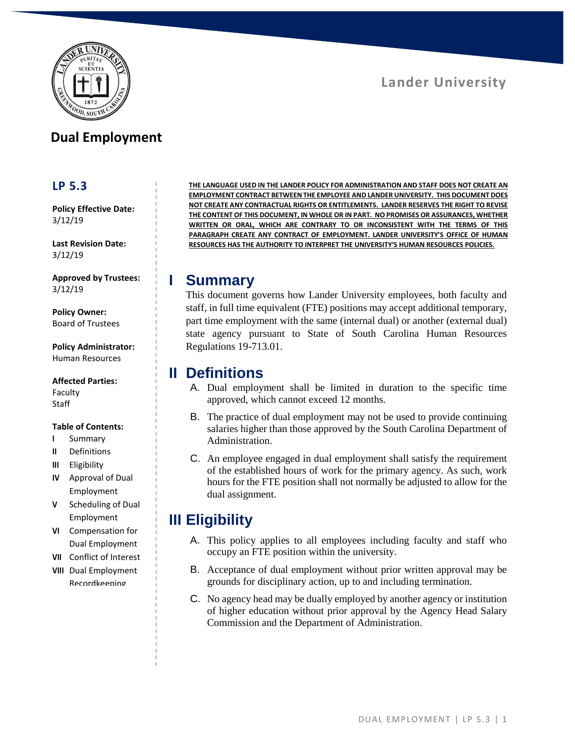Lander University

# Dual Employment

## LP 5.3

**Policy Effective Date:**
3/12/19

**Last Revision Date:**
3/12/19

**Approved by Trustees:**
3/12/19

**Policy Owner:**
Board of Trustees

**Policy Administrator:**
Human Resources

**Affected Parties:**
Faculty
Staff

**Table of Contents:**

- **I** Summary
- **II** Definitions
- **III** Eligibility
- **IV** Approval of Dual Employment
- **V** Scheduling of Dual Employment
- **VI** Compensation for Dual Employment
- **VII** Conflict of Interest
- **VIII** Dual Employment Recordkeeping

**THE LANGUAGE USED IN THE LANDER POLICY FOR ADMINISTRATION AND STAFF DOES NOT CREATE AN EMPLOYMENT CONTRACT BETWEEN THE EMPLOYEE AND LANDER UNIVERSITY. THIS DOCUMENT DOES NOT CREATE ANY CONTRACTUAL RIGHTS OR ENTITLEMENTS. LANDER RESERVES THE RIGHT TO REVISE THE CONTENT OF THIS DOCUMENT, IN WHOLE OR IN PART. NO PROMISES OR ASSURANCES, WHETHER WRITTEN OR ORAL, WHICH ARE CONTRARY TO OR INCONSISTENT WITH THE TERMS OF THIS PARAGRAPH CREATE ANY CONTRACT OF EMPLOYMENT. LANDER UNIVERSITY'S OFFICE OF HUMAN RESOURCES HAS THE AUTHORITY TO INTERPRET THE UNIVERSITY'S HUMAN RESOURCES POLICIES.**

## I Summary

This document governs how Lander University employees, both faculty and staff, in full time equivalent (FTE) positions may accept additional temporary, part time employment with the same (internal dual) or another (external dual) state agency pursuant to State of South Carolina Human Resources Regulations 19-713.01.

## II Definitions

A. Dual employment shall be limited in duration to the specific time approved, which cannot exceed 12 months.

B. The practice of dual employment may not be used to provide continuing salaries higher than those approved by the South Carolina Department of Administration.

C. An employee engaged in dual employment shall satisfy the requirement of the established hours of work for the primary agency. As such, work hours for the FTE position shall not normally be adjusted to allow for the dual assignment.

## III Eligibility

A. This policy applies to all employees including faculty and staff who occupy an FTE position within the university.

B. Acceptance of dual employment without prior written approval may be grounds for disciplinary action, up to and including termination.

C. No agency head may be dually employed by another agency or institution of higher education without prior approval by the Agency Head Salary Commission and the Department of Administration.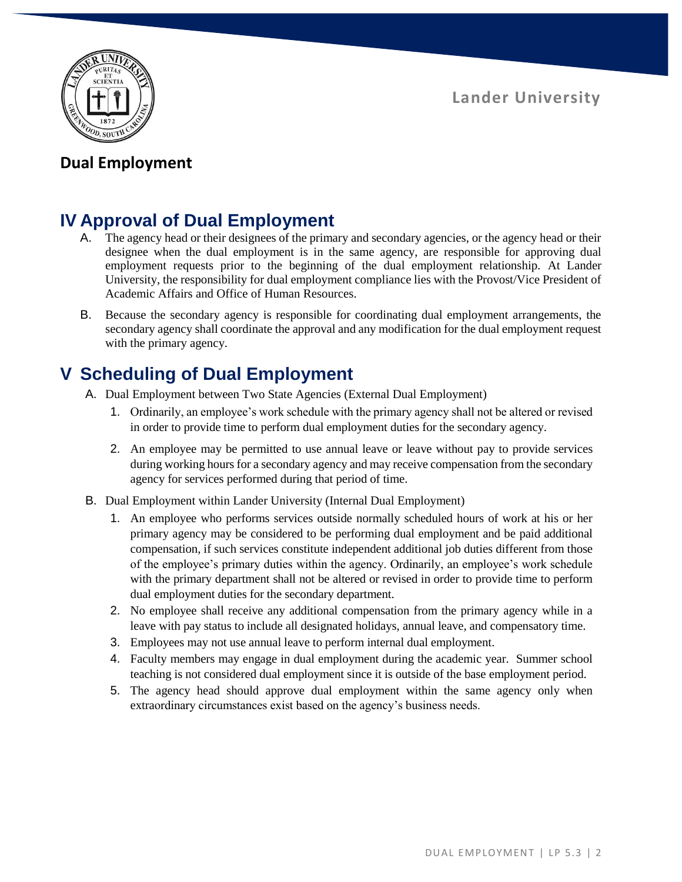## Dual Employment

## IV Approval of Dual Employment

A. The agency head or their designees of the primary and secondary agencies, or the agency head or their designee when the dual employment is in the same agency, are responsible for approving dual employment requests prior to the beginning of the dual employment relationship. At Lander University, the responsibility for dual employment compliance lies with the Provost/Vice President of Academic Affairs and Office of Human Resources.

B. Because the secondary agency is responsible for coordinating dual employment arrangements, the secondary agency shall coordinate the approval and any modification for the dual employment request with the primary agency.

## V Scheduling of Dual Employment

A. Dual Employment between Two State Agencies (External Dual Employment)

1. Ordinarily, an employee's work schedule with the primary agency shall not be altered or revised in order to provide time to perform dual employment duties for the secondary agency.
2. An employee may be permitted to use annual leave or leave without pay to provide services during working hours for a secondary agency and may receive compensation from the secondary agency for services performed during that period of time.

B. Dual Employment within Lander University (Internal Dual Employment)

1. An employee who performs services outside normally scheduled hours of work at his or her primary agency may be considered to be performing dual employment and be paid additional compensation, if such services constitute independent additional job duties different from those of the employee's primary duties within the agency. Ordinarily, an employee's work schedule with the primary department shall not be altered or revised in order to provide time to perform dual employment duties for the secondary department.
2. No employee shall receive any additional compensation from the primary agency while in a leave with pay status to include all designated holidays, annual leave, and compensatory time.
3. Employees may not use annual leave to perform internal dual employment.
4. Faculty members may engage in dual employment during the academic year. Summer school teaching is not considered dual employment since it is outside of the base employment period.
5. The agency head should approve dual employment within the same agency only when extraordinary circumstances exist based on the agency's business needs.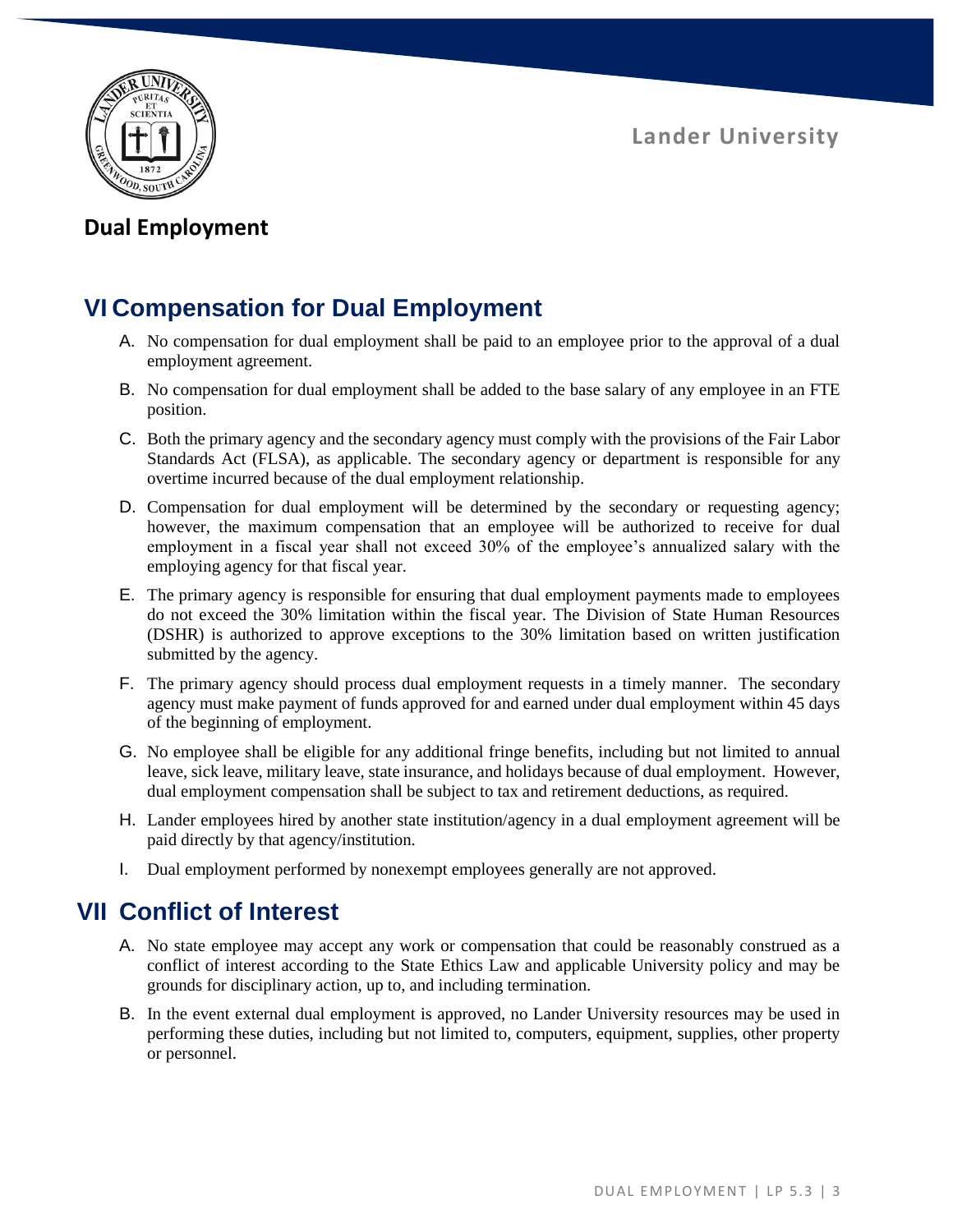## VI Compensation for Dual Employment

A. No compensation for dual employment shall be paid to an employee prior to the approval of a dual employment agreement.

B. No compensation for dual employment shall be added to the base salary of any employee in an FTE position.

C. Both the primary agency and the secondary agency must comply with the provisions of the Fair Labor Standards Act (FLSA), as applicable. The secondary agency or department is responsible for any overtime incurred because of the dual employment relationship.

D. Compensation for dual employment will be determined by the secondary or requesting agency; however, the maximum compensation that an employee will be authorized to receive for dual employment in a fiscal year shall not exceed 30% of the employee's annualized salary with the employing agency for that fiscal year.

E. The primary agency is responsible for ensuring that dual employment payments made to employees do not exceed the 30% limitation within the fiscal year. The Division of State Human Resources (DSHR) is authorized to approve exceptions to the 30% limitation based on written justification submitted by the agency.

F. The primary agency should process dual employment requests in a timely manner. The secondary agency must make payment of funds approved for and earned under dual employment within 45 days of the beginning of employment.

G. No employee shall be eligible for any additional fringe benefits, including but not limited to annual leave, sick leave, military leave, state insurance, and holidays because of dual employment. However, dual employment compensation shall be subject to tax and retirement deductions, as required.

H. Lander employees hired by another state institution/agency in a dual employment agreement will be paid directly by that agency/institution.

I. Dual employment performed by nonexempt employees generally are not approved.

## VII Conflict of Interest

A. No state employee may accept any work or compensation that could be reasonably construed as a conflict of interest according to the State Ethics Law and applicable University policy and may be grounds for disciplinary action, up to, and including termination.

B. In the event external dual employment is approved, no Lander University resources may be used in performing these duties, including but not limited to, computers, equipment, supplies, other property or personnel.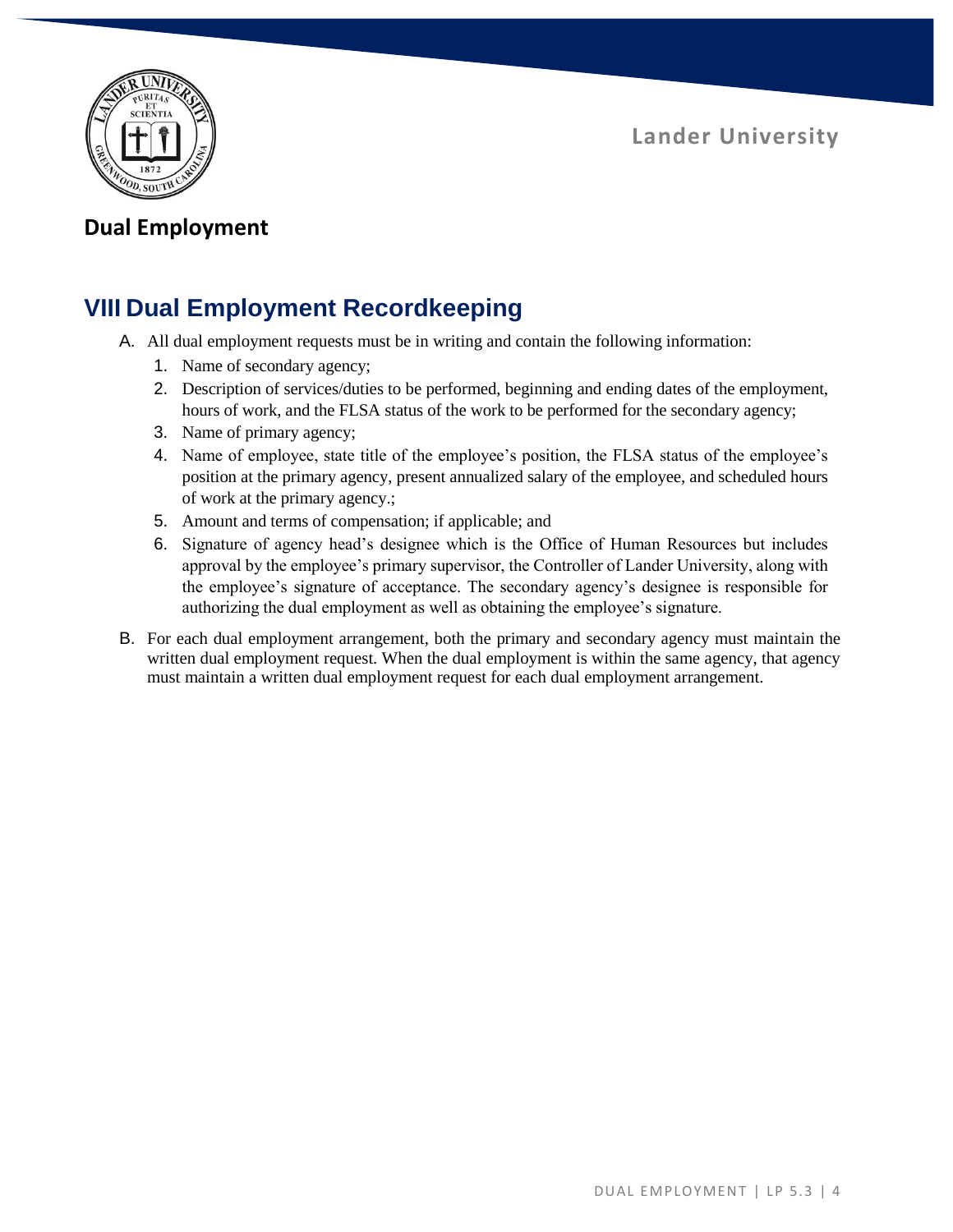# VIII Dual Employment Recordkeeping

A. All dual employment requests must be in writing and contain the following information:

1. Name of secondary agency;
2. Description of services/duties to be performed, beginning and ending dates of the employment, hours of work, and the FLSA status of the work to be performed for the secondary agency;
3. Name of primary agency;
4. Name of employee, state title of the employee's position, the FLSA status of the employee's position at the primary agency, present annualized salary of the employee, and scheduled hours of work at the primary agency.;
5. Amount and terms of compensation; if applicable; and
6. Signature of agency head's designee which is the Office of Human Resources but includes approval by the employee's primary supervisor, the Controller of Lander University, along with the employee's signature of acceptance. The secondary agency's designee is responsible for authorizing the dual employment as well as obtaining the employee's signature.

B. For each dual employment arrangement, both the primary and secondary agency must maintain the written dual employment request. When the dual employment is within the same agency, that agency must maintain a written dual employment request for each dual employment arrangement.